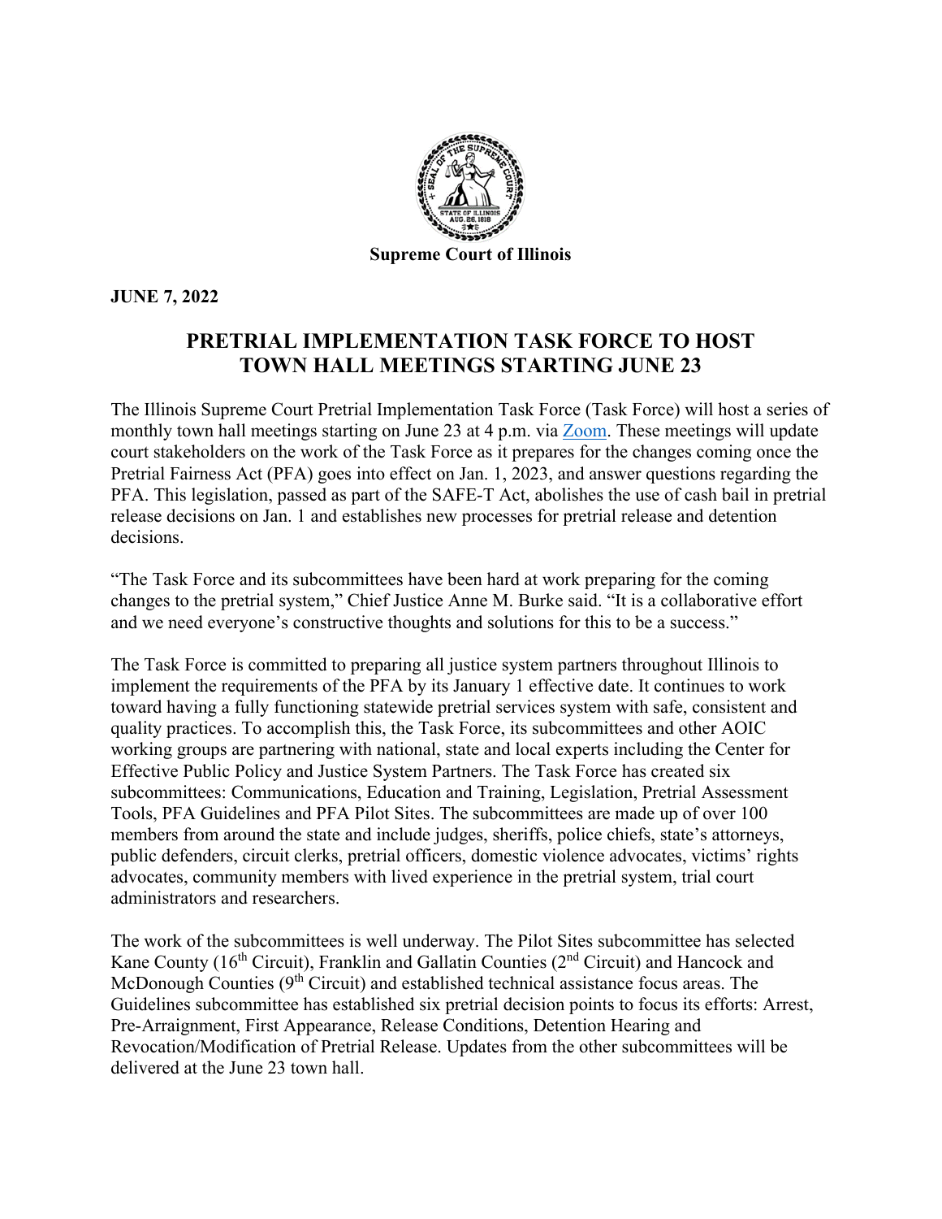**Supreme Court of Illinois**

**JUNE 7, 2022**

# PRETRIAL IMPLEMENTATION TASK FORCE TO HOST TOWN HALL MEETINGS STARTING JUNE 23

The Illinois Supreme Court Pretrial Implementation Task Force (Task Force) will host a series of monthly town hall meetings starting on June 23 at 4 p.m. via Zoom. These meetings will update court stakeholders on the work of the Task Force as it prepares for the changes coming once the Pretrial Fairness Act (PFA) goes into effect on Jan. 1, 2023, and answer questions regarding the PFA. This legislation, passed as part of the SAFE-T Act, abolishes the use of cash bail in pretrial release decisions on Jan. 1 and establishes new processes for pretrial release and detention decisions.

"The Task Force and its subcommittees have been hard at work preparing for the coming changes to the pretrial system," Chief Justice Anne M. Burke said. "It is a collaborative effort and we need everyone's constructive thoughts and solutions for this to be a success."

The Task Force is committed to preparing all justice system partners throughout Illinois to implement the requirements of the PFA by its January 1 effective date. It continues to work toward having a fully functioning statewide pretrial services system with safe, consistent and quality practices. To accomplish this, the Task Force, its subcommittees and other AOIC working groups are partnering with national, state and local experts including the Center for Effective Public Policy and Justice System Partners. The Task Force has created six subcommittees: Communications, Education and Training, Legislation, Pretrial Assessment Tools, PFA Guidelines and PFA Pilot Sites. The subcommittees are made up of over 100 members from around the state and include judges, sheriffs, police chiefs, state's attorneys, public defenders, circuit clerks, pretrial officers, domestic violence advocates, victims' rights advocates, community members with lived experience in the pretrial system, trial court administrators and researchers.

The work of the subcommittees is well underway. The Pilot Sites subcommittee has selected Kane County (16th Circuit), Franklin and Gallatin Counties (2nd Circuit) and Hancock and McDonough Counties (9th Circuit) and established technical assistance focus areas. The Guidelines subcommittee has established six pretrial decision points to focus its efforts: Arrest, Pre-Arraignment, First Appearance, Release Conditions, Detention Hearing and Revocation/Modification of Pretrial Release. Updates from the other subcommittees will be delivered at the June 23 town hall.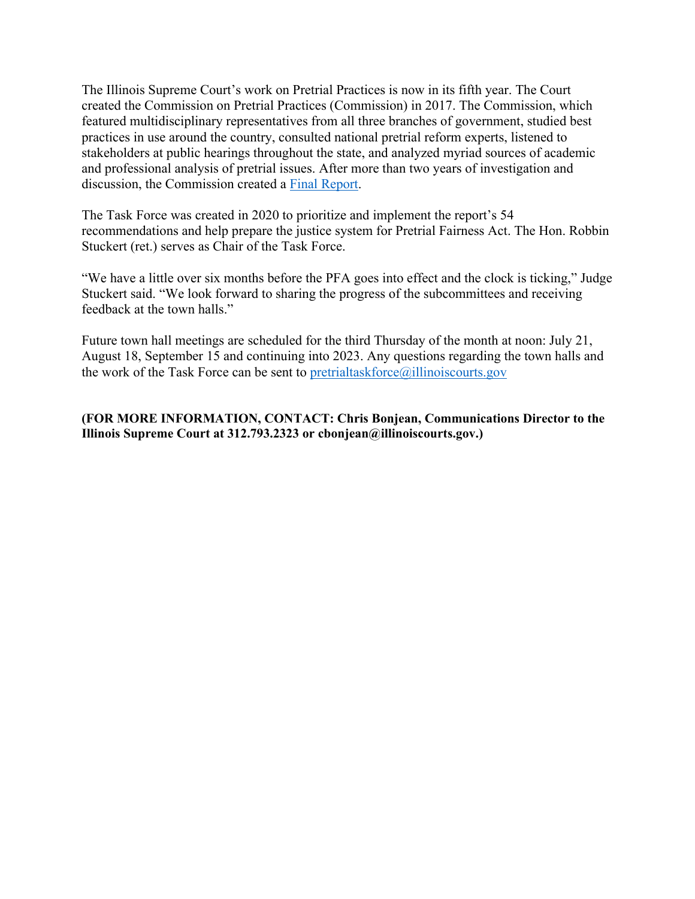The Illinois Supreme Court's work on Pretrial Practices is now in its fifth year. The Court created the Commission on Pretrial Practices (Commission) in 2017. The Commission, which featured multidisciplinary representatives from all three branches of government, studied best practices in use around the country, consulted national pretrial reform experts, listened to stakeholders at public hearings throughout the state, and analyzed myriad sources of academic and professional analysis of pretrial issues. After more than two years of investigation and discussion, the Commission created a Final Report.

The Task Force was created in 2020 to prioritize and implement the report's 54 recommendations and help prepare the justice system for Pretrial Fairness Act. The Hon. Robbin Stuckert (ret.) serves as Chair of the Task Force.

"We have a little over six months before the PFA goes into effect and the clock is ticking," Judge Stuckert said. "We look forward to sharing the progress of the subcommittees and receiving feedback at the town halls."

Future town hall meetings are scheduled for the third Thursday of the month at noon: July 21, August 18, September 15 and continuing into 2023. Any questions regarding the town halls and the work of the Task Force can be sent to pretrialtaskforce@illinoiscourts.gov

**(FOR MORE INFORMATION, CONTACT: Chris Bonjean, Communications Director to the Illinois Supreme Court at 312.793.2323 or cbonjean@illinoiscourts.gov.)**